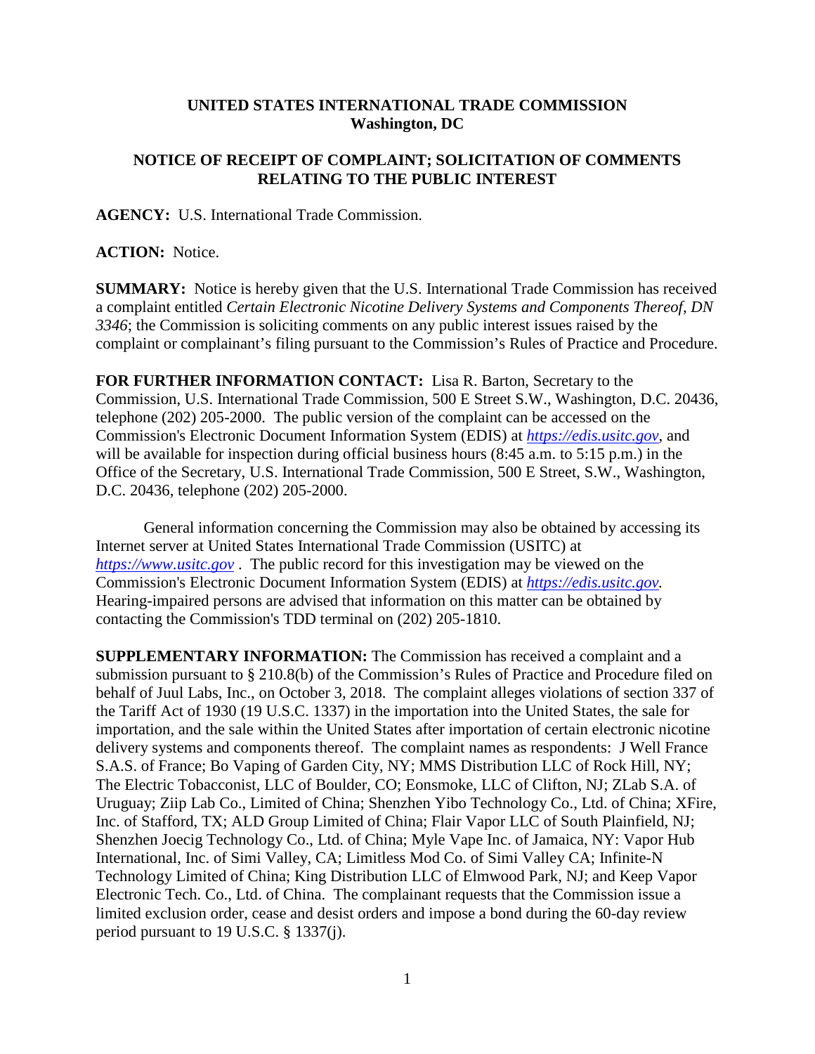**UNITED STATES INTERNATIONAL TRADE COMMISSION**
**Washington, DC**

**NOTICE OF RECEIPT OF COMPLAINT; SOLICITATION OF COMMENTS RELATING TO THE PUBLIC INTEREST**

**AGENCY:** U.S. International Trade Commission.

**ACTION:** Notice.

**SUMMARY:** Notice is hereby given that the U.S. International Trade Commission has received a complaint entitled *Certain Electronic Nicotine Delivery Systems and Components Thereof, DN 3346*; the Commission is soliciting comments on any public interest issues raised by the complaint or complainant's filing pursuant to the Commission's Rules of Practice and Procedure.

**FOR FURTHER INFORMATION CONTACT:** Lisa R. Barton, Secretary to the Commission, U.S. International Trade Commission, 500 E Street S.W., Washington, D.C. 20436, telephone (202) 205-2000. The public version of the complaint can be accessed on the Commission's Electronic Document Information System (EDIS) at *https://edis.usitc.gov*, and will be available for inspection during official business hours (8:45 a.m. to 5:15 p.m.) in the Office of the Secretary, U.S. International Trade Commission, 500 E Street, S.W., Washington, D.C. 20436, telephone (202) 205-2000.

General information concerning the Commission may also be obtained by accessing its Internet server at United States International Trade Commission (USITC) at *https://www.usitc.gov* . The public record for this investigation may be viewed on the Commission's Electronic Document Information System (EDIS) at *https://edis.usitc.gov.* Hearing-impaired persons are advised that information on this matter can be obtained by contacting the Commission's TDD terminal on (202) 205-1810.

**SUPPLEMENTARY INFORMATION:** The Commission has received a complaint and a submission pursuant to § 210.8(b) of the Commission's Rules of Practice and Procedure filed on behalf of Juul Labs, Inc., on October 3, 2018. The complaint alleges violations of section 337 of the Tariff Act of 1930 (19 U.S.C. 1337) in the importation into the United States, the sale for importation, and the sale within the United States after importation of certain electronic nicotine delivery systems and components thereof. The complaint names as respondents: J Well France S.A.S. of France; Bo Vaping of Garden City, NY; MMS Distribution LLC of Rock Hill, NY; The Electric Tobacconist, LLC of Boulder, CO; Eonsmoke, LLC of Clifton, NJ; ZLab S.A. of Uruguay; Ziip Lab Co., Limited of China; Shenzhen Yibo Technology Co., Ltd. of China; XFire, Inc. of Stafford, TX; ALD Group Limited of China; Flair Vapor LLC of South Plainfield, NJ; Shenzhen Joecig Technology Co., Ltd. of China; Myle Vape Inc. of Jamaica, NY: Vapor Hub International, Inc. of Simi Valley, CA; Limitless Mod Co. of Simi Valley CA; Infinite-N Technology Limited of China; King Distribution LLC of Elmwood Park, NJ; and Keep Vapor Electronic Tech. Co., Ltd. of China. The complainant requests that the Commission issue a limited exclusion order, cease and desist orders and impose a bond during the 60-day review period pursuant to 19 U.S.C. § 1337(j).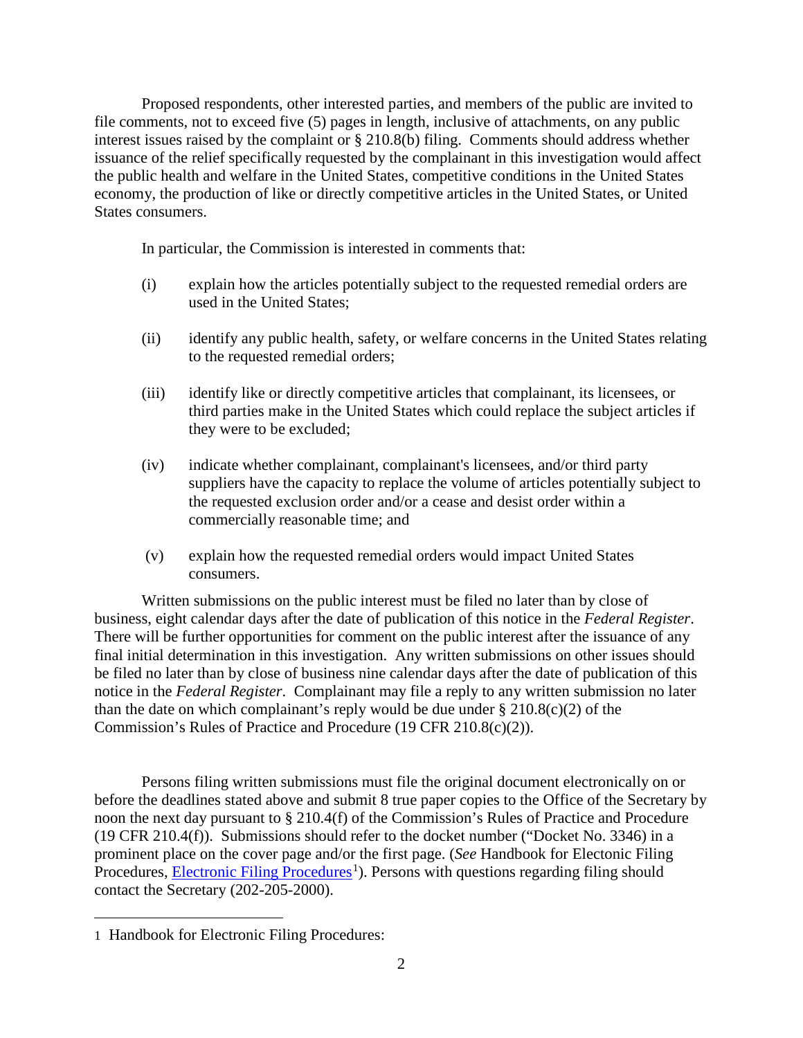Proposed respondents, other interested parties, and members of the public are invited to file comments, not to exceed five (5) pages in length, inclusive of attachments, on any public interest issues raised by the complaint or § 210.8(b) filing. Comments should address whether issuance of the relief specifically requested by the complainant in this investigation would affect the public health and welfare in the United States, competitive conditions in the United States economy, the production of like or directly competitive articles in the United States, or United States consumers.

In particular, the Commission is interested in comments that:

(i) explain how the articles potentially subject to the requested remedial orders are used in the United States;

(ii) identify any public health, safety, or welfare concerns in the United States relating to the requested remedial orders;

(iii) identify like or directly competitive articles that complainant, its licensees, or third parties make in the United States which could replace the subject articles if they were to be excluded;

(iv) indicate whether complainant, complainant's licensees, and/or third party suppliers have the capacity to replace the volume of articles potentially subject to the requested exclusion order and/or a cease and desist order within a commercially reasonable time; and

(v) explain how the requested remedial orders would impact United States consumers.

Written submissions on the public interest must be filed no later than by close of business, eight calendar days after the date of publication of this notice in the *Federal Register*. There will be further opportunities for comment on the public interest after the issuance of any final initial determination in this investigation. Any written submissions on other issues should be filed no later than by close of business nine calendar days after the date of publication of this notice in the *Federal Register*. Complainant may file a reply to any written submission no later than the date on which complainant's reply would be due under § 210.8(c)(2) of the Commission's Rules of Practice and Procedure (19 CFR 210.8(c)(2)).

Persons filing written submissions must file the original document electronically on or before the deadlines stated above and submit 8 true paper copies to the Office of the Secretary by noon the next day pursuant to § 210.4(f) of the Commission's Rules of Practice and Procedure (19 CFR 210.4(f)). Submissions should refer to the docket number ("Docket No. 3346) in a prominent place on the cover page and/or the first page. (*See* Handbook for Electonic Filing Procedures, Electronic Filing Procedures[1]). Persons with questions regarding filing should contact the Secretary (202-205-2000).

1 Handbook for Electronic Filing Procedures: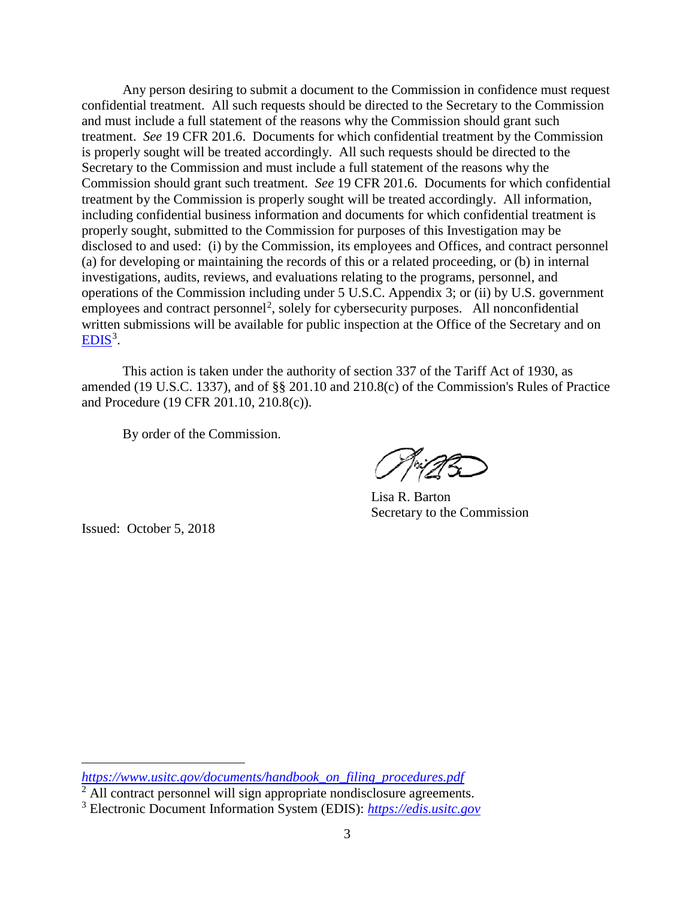Any person desiring to submit a document to the Commission in confidence must request confidential treatment. All such requests should be directed to the Secretary to the Commission and must include a full statement of the reasons why the Commission should grant such treatment. *See* 19 CFR 201.6. Documents for which confidential treatment by the Commission is properly sought will be treated accordingly. All such requests should be directed to the Secretary to the Commission and must include a full statement of the reasons why the Commission should grant such treatment. *See* 19 CFR 201.6. Documents for which confidential treatment by the Commission is properly sought will be treated accordingly. All information, including confidential business information and documents for which confidential treatment is properly sought, submitted to the Commission for purposes of this Investigation may be disclosed to and used: (i) by the Commission, its employees and Offices, and contract personnel (a) for developing or maintaining the records of this or a related proceeding, or (b) in internal investigations, audits, reviews, and evaluations relating to the programs, personnel, and operations of the Commission including under 5 U.S.C. Appendix 3; or (ii) by U.S. government employees and contract personnel[2], solely for cybersecurity purposes. All nonconfidential written submissions will be available for public inspection at the Office of the Secretary and on EDIS[3].

This action is taken under the authority of section 337 of the Tariff Act of 1930, as amended (19 U.S.C. 1337), and of §§ 201.10 and 210.8(c) of the Commission's Rules of Practice and Procedure (19 CFR 201.10, 210.8(c)).

By order of the Commission.

Lisa R. Barton
Secretary to the Commission

Issued: October 5, 2018

---

*https://www.usitc.gov/documents/handbook_on_filing_procedures.pdf*

[2] All contract personnel will sign appropriate nondisclosure agreements.

[3] Electronic Document Information System (EDIS): *https://edis.usitc.gov*